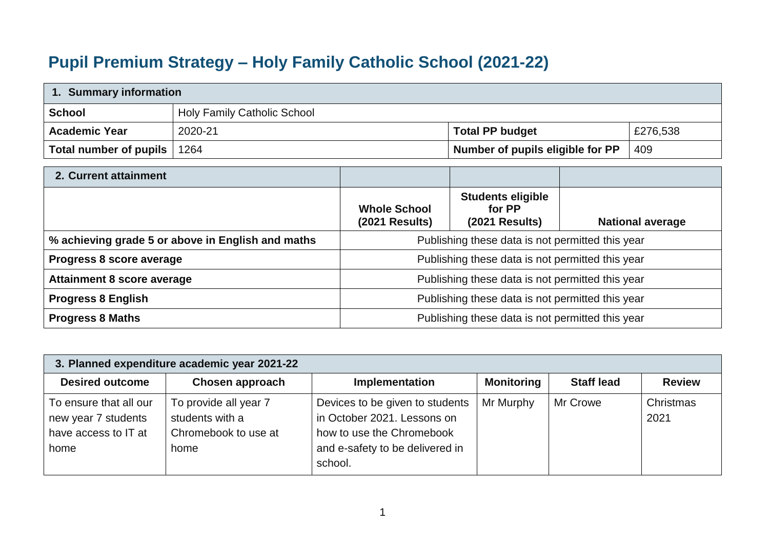# Pupil Premium Strategy – Holy Family Catholic School (2021-22)

| 1. Summary information | | | |
|---|---|---|---|
| **School** | Holy Family Catholic School | | |
| **Academic Year** | 2020-21 | **Total PP budget** | £276,538 |
| **Total number of pupils** | 1264 | **Number of pupils eligible for PP** | 409 |

| 2. Current attainment | | | |
|---|---|---|---|
| | **Whole School (2021 Results)** | **Students eligible for PP (2021 Results)** | **National average** |
| **% achieving grade 5 or above in English and maths** | Publishing these data is not permitted this year | | |
| **Progress 8 score average** | Publishing these data is not permitted this year | | |
| **Attainment 8 score average** | Publishing these data is not permitted this year | | |
| **Progress 8 English** | Publishing these data is not permitted this year | | |
| **Progress 8 Maths** | Publishing these data is not permitted this year | | |

| 3. Planned expenditure academic year 2021-22 | | | | | |
|---|---|---|---|---|---|
| **Desired outcome** | **Chosen approach** | **Implementation** | **Monitoring** | **Staff lead** | **Review** |
| To ensure that all our new year 7 students have access to IT at home | To provide all year 7 students with a Chromebook to use at home | Devices to be given to students in October 2021. Lessons on how to use the Chromebook and e-safety to be delivered in school. | Mr Murphy | Mr Crowe | Christmas 2021 |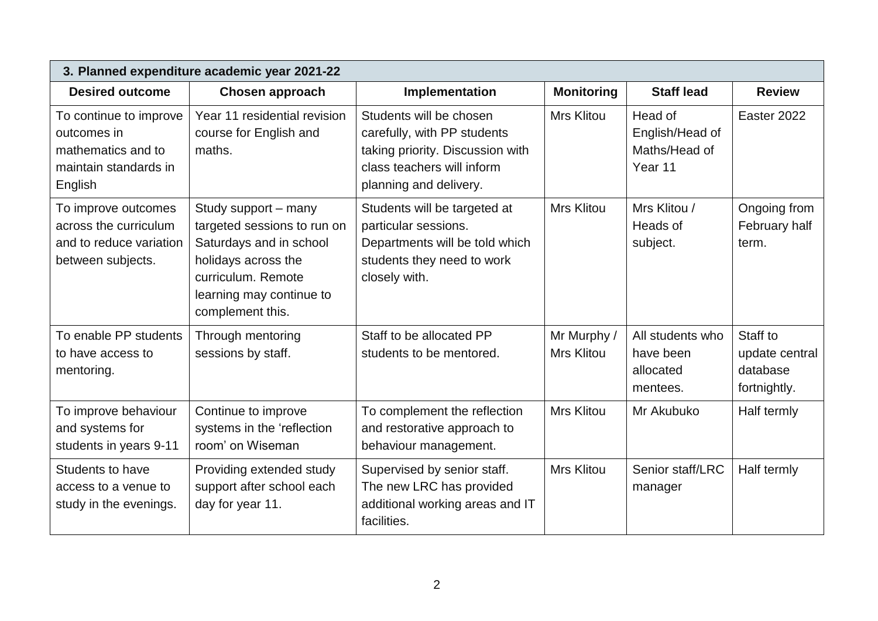| 3. Planned expenditure academic year 2021-22 | | | | | |
|---|---|---|---|---|---|
| **Desired outcome** | **Chosen approach** | **Implementation** | **Monitoring** | **Staff lead** | **Review** |
| To continue to improve outcomes in mathematics and to maintain standards in English | Year 11 residential revision course for English and maths. | Students will be chosen carefully, with PP students taking priority. Discussion with class teachers will inform planning and delivery. | Mrs Klitou | Head of English/Head of Maths/Head of Year 11 | Easter 2022 |
| To improve outcomes across the curriculum and to reduce variation between subjects. | Study support – many targeted sessions to run on Saturdays and in school holidays across the curriculum. Remote learning may continue to complement this. | Students will be targeted at particular sessions. Departments will be told which students they need to work closely with. | Mrs Klitou | Mrs Klitou / Heads of subject. | Ongoing from February half term. |
| To enable PP students to have access to mentoring. | Through mentoring sessions by staff. | Staff to be allocated PP students to be mentored. | Mr Murphy / Mrs Klitou | All students who have been allocated mentees. | Staff to update central database fortnightly. |
| To improve behaviour and systems for students in years 9-11 | Continue to improve systems in the 'reflection room' on Wiseman | To complement the reflection and restorative approach to behaviour management. | Mrs Klitou | Mr Akubuko | Half termly |
| Students to have access to a venue to study in the evenings. | Providing extended study support after school each day for year 11. | Supervised by senior staff. The new LRC has provided additional working areas and IT facilities. | Mrs Klitou | Senior staff/LRC manager | Half termly |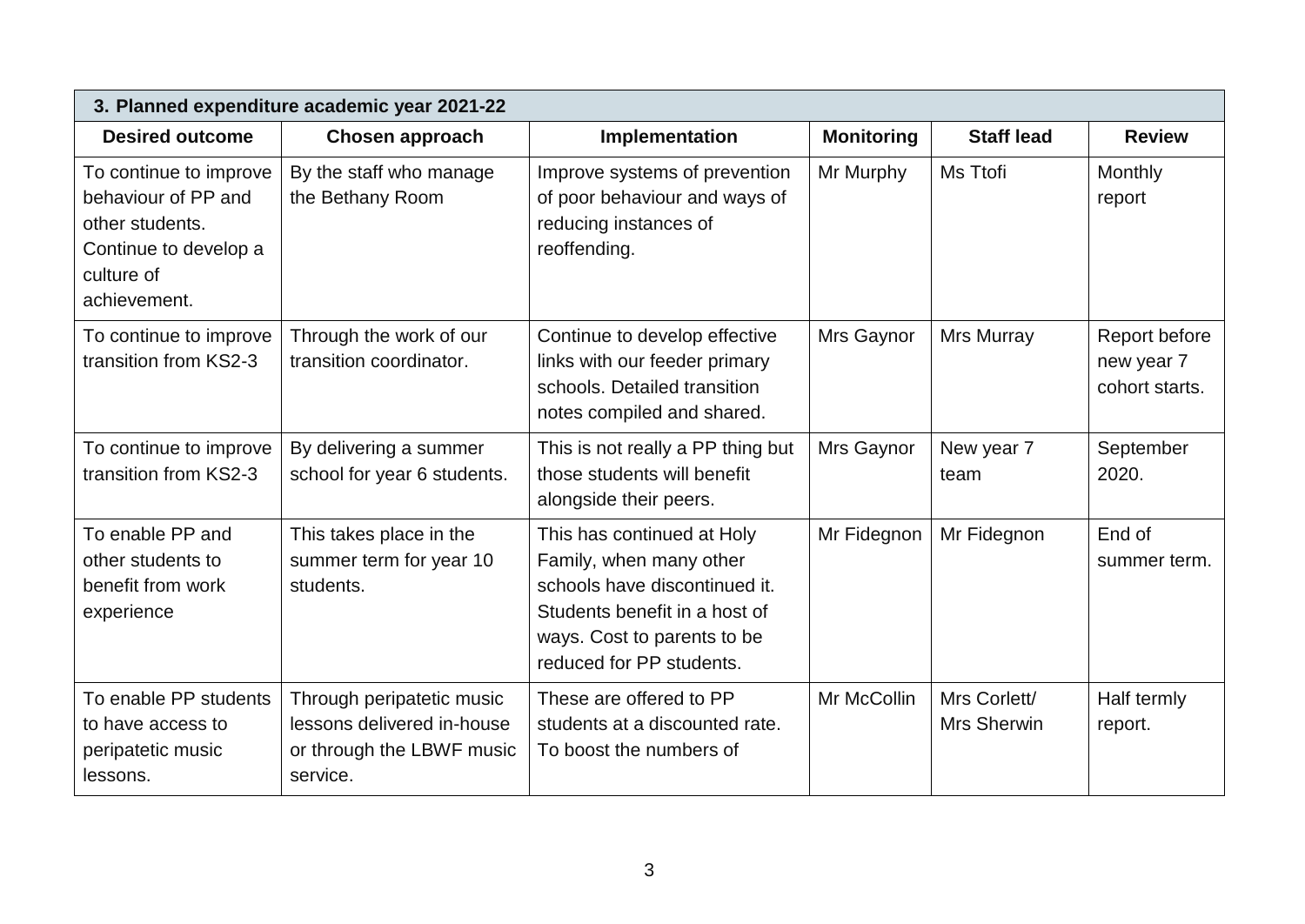| 3. Planned expenditure academic year 2021-22 | | | | | |
|---|---|---|---|---|---|
| **Desired outcome** | **Chosen approach** | **Implementation** | **Monitoring** | **Staff lead** | **Review** |
| To continue to improve behaviour of PP and other students. Continue to develop a culture of achievement. | By the staff who manage the Bethany Room | Improve systems of prevention of poor behaviour and ways of reducing instances of reoffending. | Mr Murphy | Ms Ttofi | Monthly report |
| To continue to improve transition from KS2-3 | Through the work of our transition coordinator. | Continue to develop effective links with our feeder primary schools. Detailed transition notes compiled and shared. | Mrs Gaynor | Mrs Murray | Report before new year 7 cohort starts. |
| To continue to improve transition from KS2-3 | By delivering a summer school for year 6 students. | This is not really a PP thing but those students will benefit alongside their peers. | Mrs Gaynor | New year 7 team | September 2020. |
| To enable PP and other students to benefit from work experience | This takes place in the summer term for year 10 students. | This has continued at Holy Family, when many other schools have discontinued it. Students benefit in a host of ways. Cost to parents to be reduced for PP students. | Mr Fidegnon | Mr Fidegnon | End of summer term. |
| To enable PP students to have access to peripatetic music lessons. | Through peripatetic music lessons delivered in-house or through the LBWF music service. | These are offered to PP students at a discounted rate. To boost the numbers of | Mr McCollin | Mrs Corlett/ Mrs Sherwin | Half termly report. |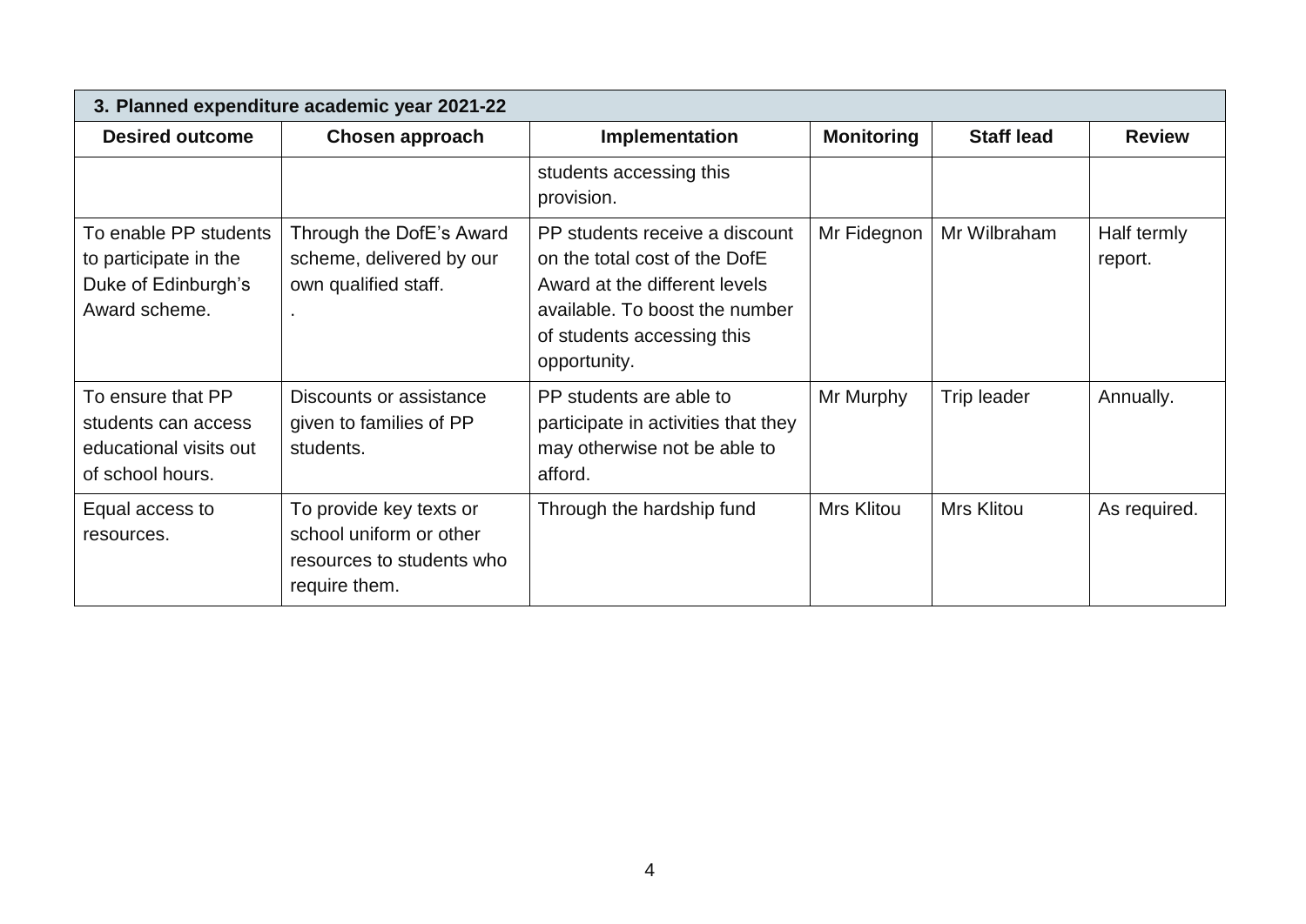| 3. Planned expenditure academic year 2021-22 | | | | | |
|---|---|---|---|---|---|
| **Desired outcome** | **Chosen approach** | **Implementation** | **Monitoring** | **Staff lead** | **Review** |
| | | students accessing this provision. | | | |
| To enable PP students to participate in the Duke of Edinburgh's Award scheme. | Through the DofE's Award scheme, delivered by our own qualified staff. . | PP students receive a discount on the total cost of the DofE Award at the different levels available. To boost the number of students accessing this opportunity. | Mr Fidegnon | Mr Wilbraham | Half termly report. |
| To ensure that PP students can access educational visits out of school hours. | Discounts or assistance given to families of PP students. | PP students are able to participate in activities that they may otherwise not be able to afford. | Mr Murphy | Trip leader | Annually. |
| Equal access to resources. | To provide key texts or school uniform or other resources to students who require them. | Through the hardship fund | Mrs Klitou | Mrs Klitou | As required. |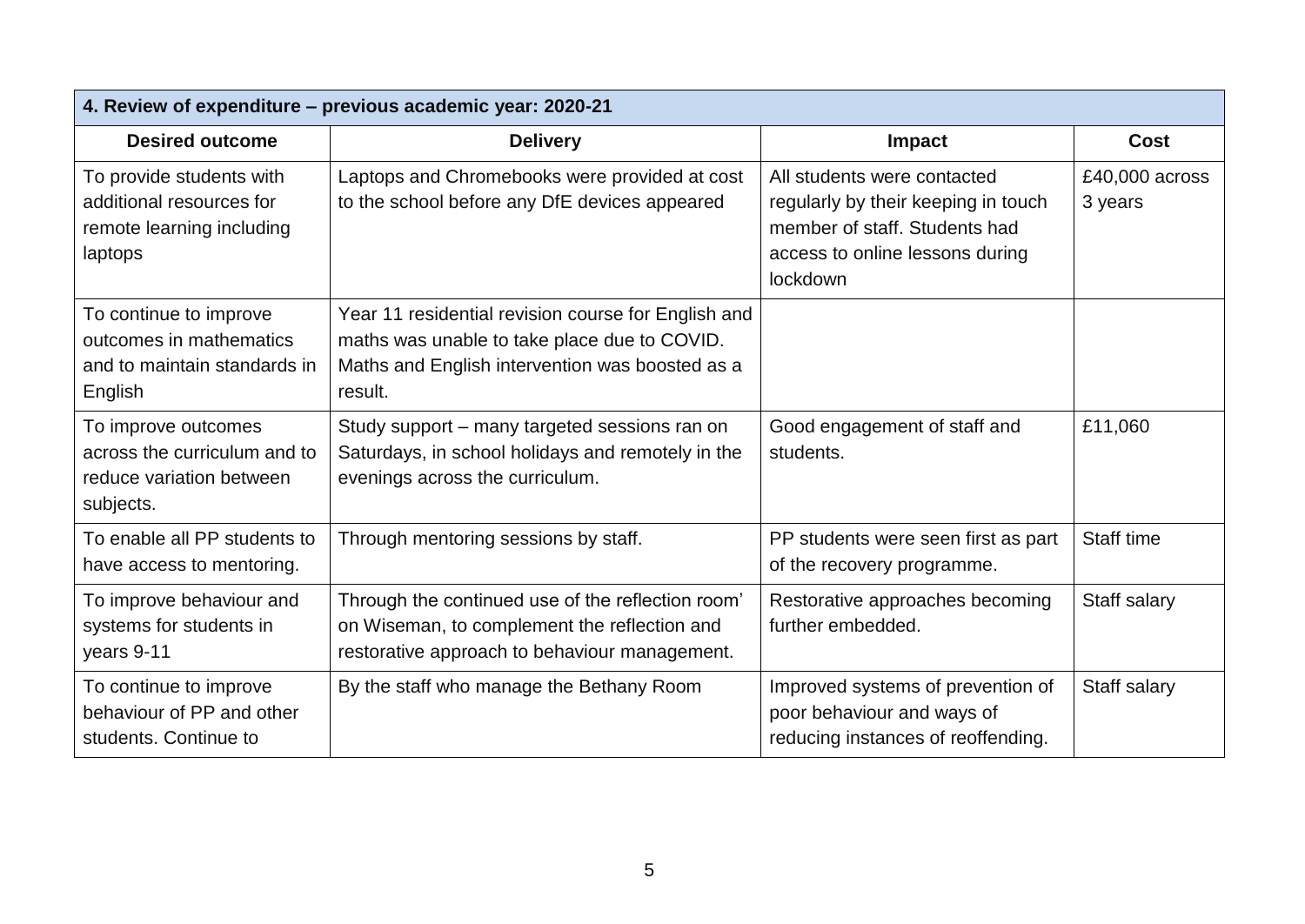| 4. Review of expenditure – previous academic year: 2020-21 | | | |
|---|---|---|---|
| **Desired outcome** | **Delivery** | **Impact** | **Cost** |
| To provide students with additional resources for remote learning including laptops | Laptops and Chromebooks were provided at cost to the school before any DfE devices appeared | All students were contacted regularly by their keeping in touch member of staff. Students had access to online lessons during lockdown | £40,000 across 3 years |
| To continue to improve outcomes in mathematics and to maintain standards in English | Year 11 residential revision course for English and maths was unable to take place due to COVID. Maths and English intervention was boosted as a result. | | |
| To improve outcomes across the curriculum and to reduce variation between subjects. | Study support – many targeted sessions ran on Saturdays, in school holidays and remotely in the evenings across the curriculum. | Good engagement of staff and students. | £11,060 |
| To enable all PP students to have access to mentoring. | Through mentoring sessions by staff. | PP students were seen first as part of the recovery programme. | Staff time |
| To improve behaviour and systems for students in years 9-11 | Through the continued use of the reflection room' on Wiseman, to complement the reflection and restorative approach to behaviour management. | Restorative approaches becoming further embedded. | Staff salary |
| To continue to improve behaviour of PP and other students. Continue to | By the staff who manage the Bethany Room | Improved systems of prevention of poor behaviour and ways of reducing instances of reoffending. | Staff salary |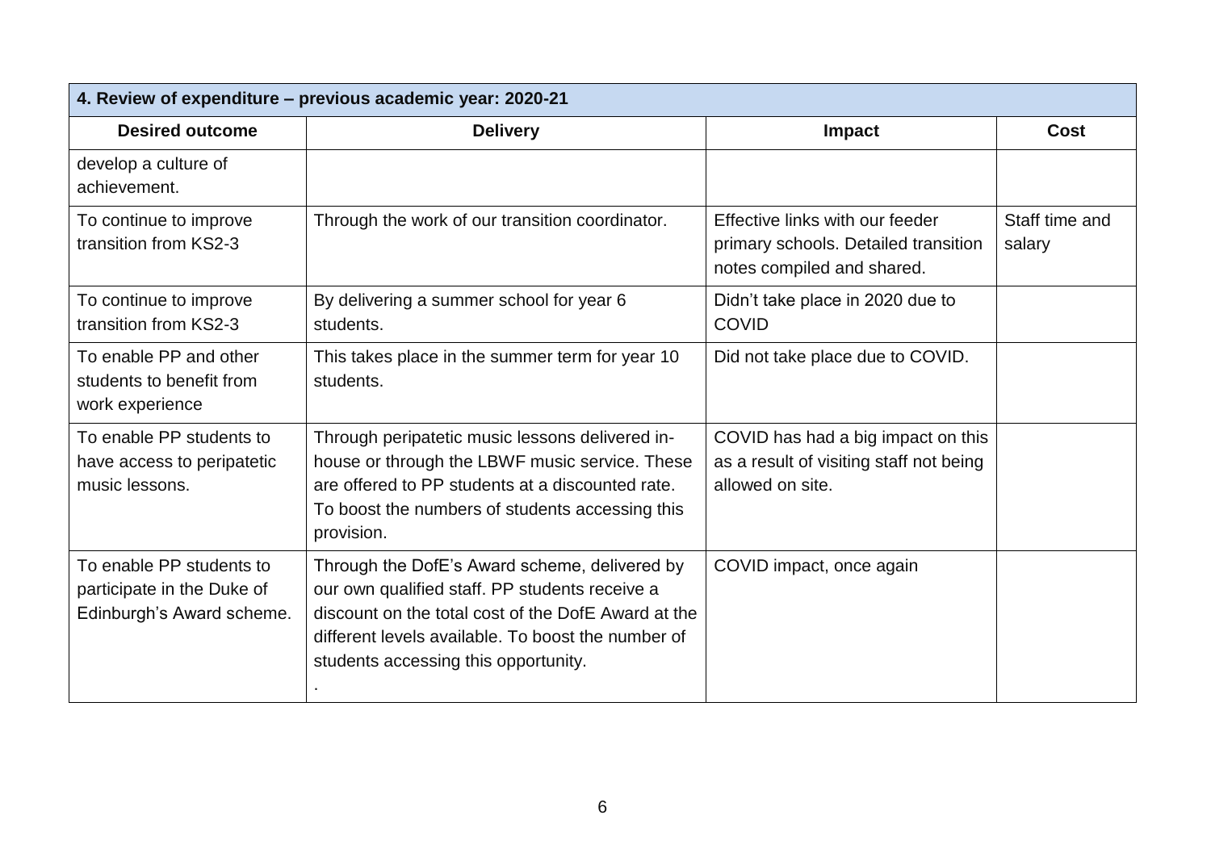| 4. Review of expenditure – previous academic year: 2020-21 | | | |
|---|---|---|---|
| **Desired outcome** | **Delivery** | **Impact** | **Cost** |
| develop a culture of achievement. | | | |
| To continue to improve transition from KS2-3 | Through the work of our transition coordinator. | Effective links with our feeder primary schools. Detailed transition notes compiled and shared. | Staff time and salary |
| To continue to improve transition from KS2-3 | By delivering a summer school for year 6 students. | Didn't take place in 2020 due to COVID | |
| To enable PP and other students to benefit from work experience | This takes place in the summer term for year 10 students. | Did not take place due to COVID. | |
| To enable PP students to have access to peripatetic music lessons. | Through peripatetic music lessons delivered in-house or through the LBWF music service. These are offered to PP students at a discounted rate. To boost the numbers of students accessing this provision. | COVID has had a big impact on this as a result of visiting staff not being allowed on site. | |
| To enable PP students to participate in the Duke of Edinburgh's Award scheme. | Through the DofE's Award scheme, delivered by our own qualified staff. PP students receive a discount on the total cost of the DofE Award at the different levels available. To boost the number of students accessing this opportunity. . | COVID impact, once again | |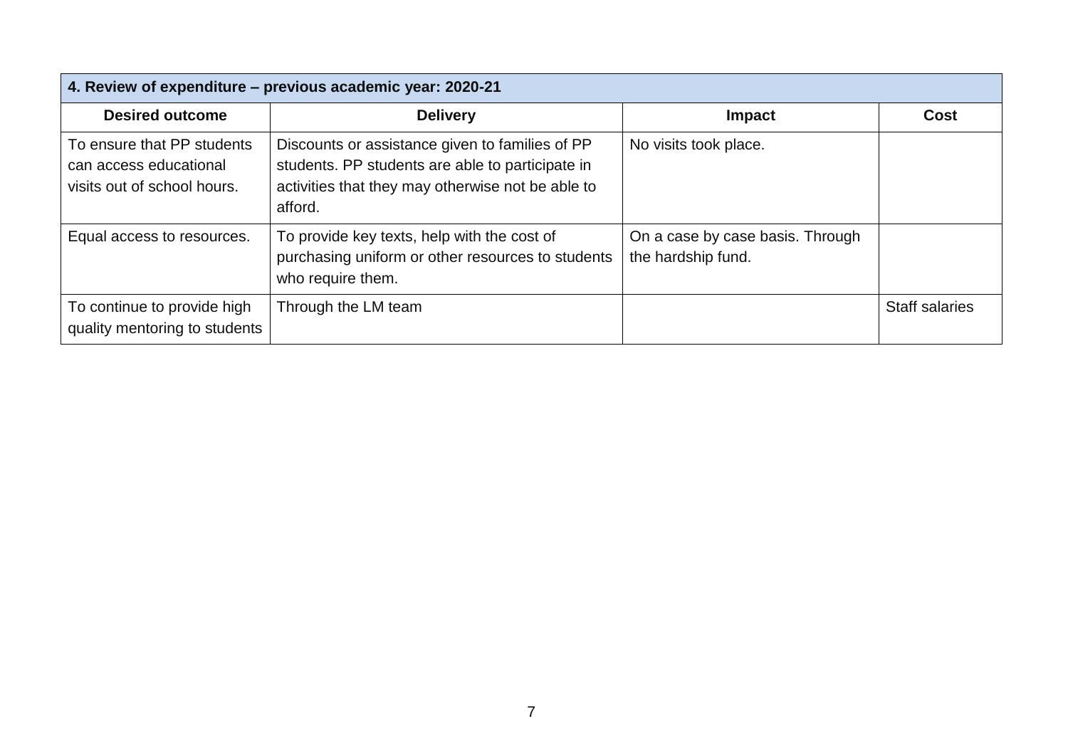| 4. Review of expenditure – previous academic year: 2020-21 | | | |
|---|---|---|---|
| **Desired outcome** | **Delivery** | **Impact** | **Cost** |
| To ensure that PP students can access educational visits out of school hours. | Discounts or assistance given to families of PP students. PP students are able to participate in activities that they may otherwise not be able to afford. | No visits took place. | |
| Equal access to resources. | To provide key texts, help with the cost of purchasing uniform or other resources to students who require them. | On a case by case basis. Through the hardship fund. | |
| To continue to provide high quality mentoring to students | Through the LM team | | Staff salaries |